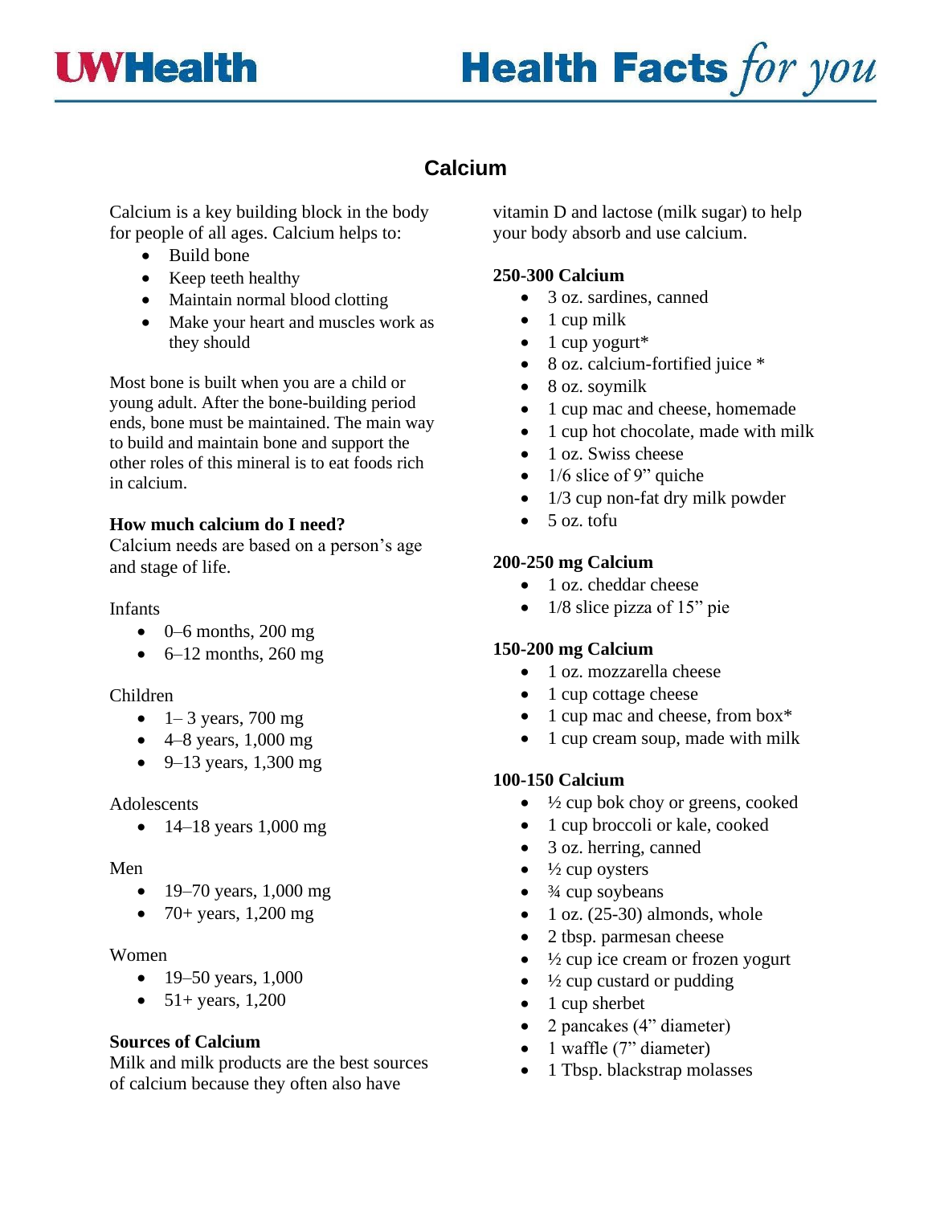# Calcium

Calcium is a key building block in the body for people of all ages. Calcium helps to:

- Build bone
- Keep teeth healthy
- Maintain normal blood clotting
- Make your heart and muscles work as they should

Most bone is built when you are a child or young adult. After the bone-building period ends, bone must be maintained. The main way to build and maintain bone and support the other roles of this mineral is to eat foods rich in calcium.

**How much calcium do I need?**

Calcium needs are based on a person's age and stage of life.

Infants

- 0–6 months, 200 mg
- 6–12 months, 260 mg

Children

- 1– 3 years, 700 mg
- 4–8 years, 1,000 mg
- 9–13 years, 1,300 mg

Adolescents

- 14–18 years 1,000 mg

Men

- 19–70 years, 1,000 mg
- 70+ years, 1,200 mg

Women

- 19–50 years, 1,000
- 51+ years, 1,200

**Sources of Calcium**

Milk and milk products are the best sources of calcium because they often also have vitamin D and lactose (milk sugar) to help your body absorb and use calcium.

**250-300 Calcium**

- 3 oz. sardines, canned
- 1 cup milk
- 1 cup yogurt*
- 8 oz. calcium-fortified juice *
- 8 oz. soymilk
- 1 cup mac and cheese, homemade
- 1 cup hot chocolate, made with milk
- 1 oz. Swiss cheese
- 1/6 slice of 9" quiche
- 1/3 cup non-fat dry milk powder
- 5 oz. tofu

**200-250 mg Calcium**

- 1 oz. cheddar cheese
- 1/8 slice pizza of 15" pie

**150-200 mg Calcium**

- 1 oz. mozzarella cheese
- 1 cup cottage cheese
- 1 cup mac and cheese, from box*
- 1 cup cream soup, made with milk

**100-150 Calcium**

- ½ cup bok choy or greens, cooked
- 1 cup broccoli or kale, cooked
- 3 oz. herring, canned
- ½ cup oysters
- ¾ cup soybeans
- 1 oz. (25-30) almonds, whole
- 2 tbsp. parmesan cheese
- ½ cup ice cream or frozen yogurt
- ½ cup custard or pudding
- 1 cup sherbet
- 2 pancakes (4" diameter)
- 1 waffle (7" diameter)
- 1 Tbsp. blackstrap molasses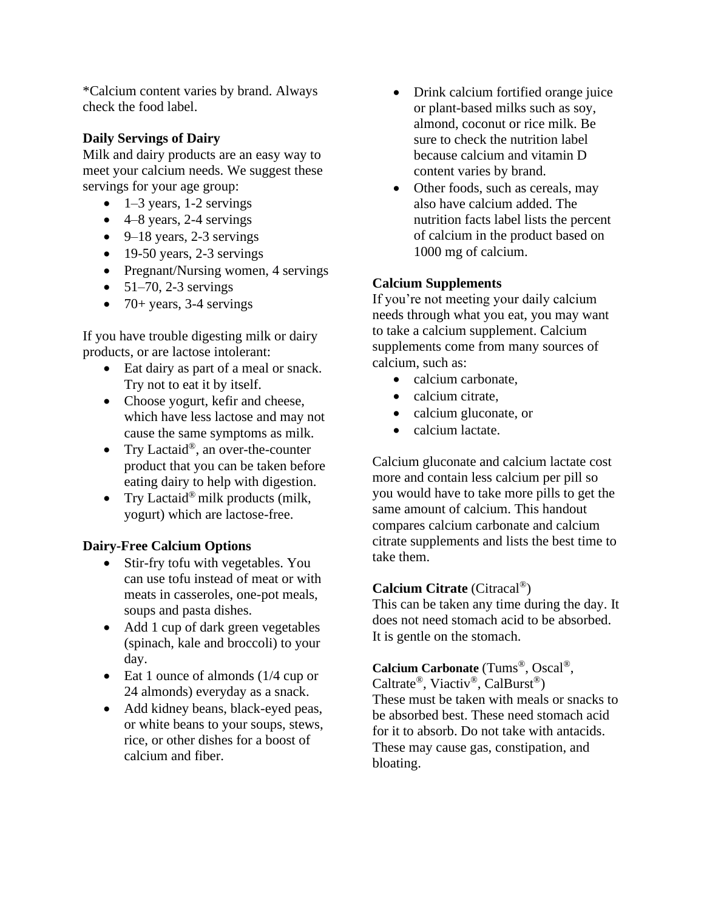*Calcium content varies by brand. Always check the food label.

**Daily Servings of Dairy**

Milk and dairy products are an easy way to meet your calcium needs. We suggest these servings for your age group:

- 1–3 years, 1-2 servings
- 4–8 years, 2-4 servings
- 9–18 years, 2-3 servings
- 19-50 years, 2-3 servings
- Pregnant/Nursing women, 4 servings
- 51–70, 2-3 servings
- 70+ years, 3-4 servings

If you have trouble digesting milk or dairy products, or are lactose intolerant:

- Eat dairy as part of a meal or snack. Try not to eat it by itself.
- Choose yogurt, kefir and cheese, which have less lactose and may not cause the same symptoms as milk.
- Try Lactaid®, an over-the-counter product that you can be taken before eating dairy to help with digestion.
- Try Lactaid® milk products (milk, yogurt) which are lactose-free.

**Dairy-Free Calcium Options**

- Stir-fry tofu with vegetables. You can use tofu instead of meat or with meats in casseroles, one-pot meals, soups and pasta dishes.
- Add 1 cup of dark green vegetables (spinach, kale and broccoli) to your day.
- Eat 1 ounce of almonds (1/4 cup or 24 almonds) everyday as a snack.
- Add kidney beans, black-eyed peas, or white beans to your soups, stews, rice, or other dishes for a boost of calcium and fiber.
- Drink calcium fortified orange juice or plant-based milks such as soy, almond, coconut or rice milk. Be sure to check the nutrition label because calcium and vitamin D content varies by brand.
- Other foods, such as cereals, may also have calcium added. The nutrition facts label lists the percent of calcium in the product based on 1000 mg of calcium.

**Calcium Supplements**

If you're not meeting your daily calcium needs through what you eat, you may want to take a calcium supplement. Calcium supplements come from many sources of calcium, such as:

- calcium carbonate,
- calcium citrate,
- calcium gluconate, or
- calcium lactate.

Calcium gluconate and calcium lactate cost more and contain less calcium per pill so you would have to take more pills to get the same amount of calcium. This handout compares calcium carbonate and calcium citrate supplements and lists the best time to take them.

**Calcium Citrate** (Citracal®)

This can be taken any time during the day. It does not need stomach acid to be absorbed. It is gentle on the stomach.

**Calcium Carbonate** (Tums®, Oscal®, Caltrate®, Viactiv®, CalBurst®)

These must be taken with meals or snacks to be absorbed best. These need stomach acid for it to absorb. Do not take with antacids. These may cause gas, constipation, and bloating.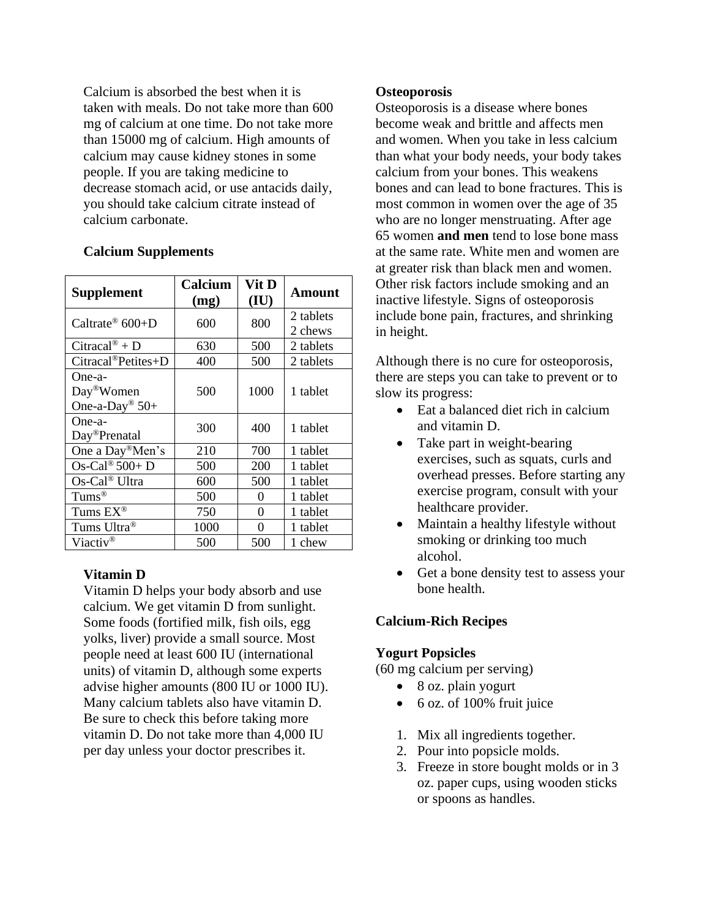Calcium is absorbed the best when it is taken with meals. Do not take more than 600 mg of calcium at one time. Do not take more than 15000 mg of calcium. High amounts of calcium may cause kidney stones in some people. If you are taking medicine to decrease stomach acid, or use antacids daily, you should take calcium citrate instead of calcium carbonate.

**Calcium Supplements**

| Supplement | Calcium (mg) | Vit D (IU) | Amount |
|---|---|---|---|
| Caltrate® 600+D | 600 | 800 | 2 tablets 2 chews |
| Citracal® + D | 630 | 500 | 2 tablets |
| Citracal®Petites+D | 400 | 500 | 2 tablets |
| One-a-Day®Women One-a-Day® 50+ | 500 | 1000 | 1 tablet |
| One-a-Day®Prenatal | 300 | 400 | 1 tablet |
| One a Day®Men's | 210 | 700 | 1 tablet |
| Os-Cal® 500+ D | 500 | 200 | 1 tablet |
| Os-Cal® Ultra | 600 | 500 | 1 tablet |
| Tums® | 500 | 0 | 1 tablet |
| Tums EX® | 750 | 0 | 1 tablet |
| Tums Ultra® | 1000 | 0 | 1 tablet |
| Viactiv® | 500 | 500 | 1 chew |

**Vitamin D**

Vitamin D helps your body absorb and use calcium. We get vitamin D from sunlight. Some foods (fortified milk, fish oils, egg yolks, liver) provide a small source. Most people need at least 600 IU (international units) of vitamin D, although some experts advise higher amounts (800 IU or 1000 IU). Many calcium tablets also have vitamin D. Be sure to check this before taking more vitamin D. Do not take more than 4,000 IU per day unless your doctor prescribes it.

**Osteoporosis**

Osteoporosis is a disease where bones become weak and brittle and affects men and women. When you take in less calcium than what your body needs, your body takes calcium from your bones. This weakens bones and can lead to bone fractures. This is most common in women over the age of 35 who are no longer menstruating. After age 65 women **and men** tend to lose bone mass at the same rate. White men and women are at greater risk than black men and women. Other risk factors include smoking and an inactive lifestyle. Signs of osteoporosis include bone pain, fractures, and shrinking in height.

Although there is no cure for osteoporosis, there are steps you can take to prevent or to slow its progress:

- Eat a balanced diet rich in calcium and vitamin D.
- Take part in weight-bearing exercises, such as squats, curls and overhead presses. Before starting any exercise program, consult with your healthcare provider.
- Maintain a healthy lifestyle without smoking or drinking too much alcohol.
- Get a bone density test to assess your bone health.

**Calcium-Rich Recipes**

**Yogurt Popsicles**

(60 mg calcium per serving)

- 8 oz. plain yogurt
- 6 oz. of 100% fruit juice

1. Mix all ingredients together.
2. Pour into popsicle molds.
3. Freeze in store bought molds or in 3 oz. paper cups, using wooden sticks or spoons as handles.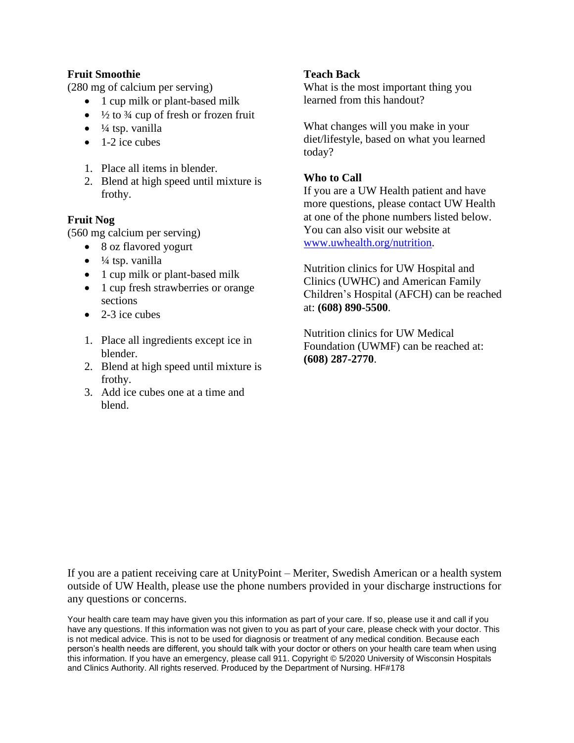**Fruit Smoothie**

(280 mg of calcium per serving)

- 1 cup milk or plant-based milk
- ½ to ¾ cup of fresh or frozen fruit
- ¼ tsp. vanilla
- 1-2 ice cubes

1. Place all items in blender.
2. Blend at high speed until mixture is frothy.

**Fruit Nog**

(560 mg calcium per serving)

- 8 oz flavored yogurt
- ¼ tsp. vanilla
- 1 cup milk or plant-based milk
- 1 cup fresh strawberries or orange sections
- 2-3 ice cubes

1. Place all ingredients except ice in blender.
2. Blend at high speed until mixture is frothy.
3. Add ice cubes one at a time and blend.

**Teach Back**

What is the most important thing you learned from this handout?

What changes will you make in your diet/lifestyle, based on what you learned today?

**Who to Call**

If you are a UW Health patient and have more questions, please contact UW Health at one of the phone numbers listed below. You can also visit our website at www.uwhealth.org/nutrition.

Nutrition clinics for UW Hospital and Clinics (UWHC) and American Family Children's Hospital (AFCH) can be reached at: **(608) 890-5500**.

Nutrition clinics for UW Medical Foundation (UWMF) can be reached at: **(608) 287-2770**.

If you are a patient receiving care at UnityPoint – Meriter, Swedish American or a health system outside of UW Health, please use the phone numbers provided in your discharge instructions for any questions or concerns.

Your health care team may have given you this information as part of your care. If so, please use it and call if you have any questions. If this information was not given to you as part of your care, please check with your doctor. This is not medical advice. This is not to be used for diagnosis or treatment of any medical condition. Because each person's health needs are different, you should talk with your doctor or others on your health care team when using this information. If you have an emergency, please call 911. Copyright © 5/2020 University of Wisconsin Hospitals and Clinics Authority. All rights reserved. Produced by the Department of Nursing. HF#178